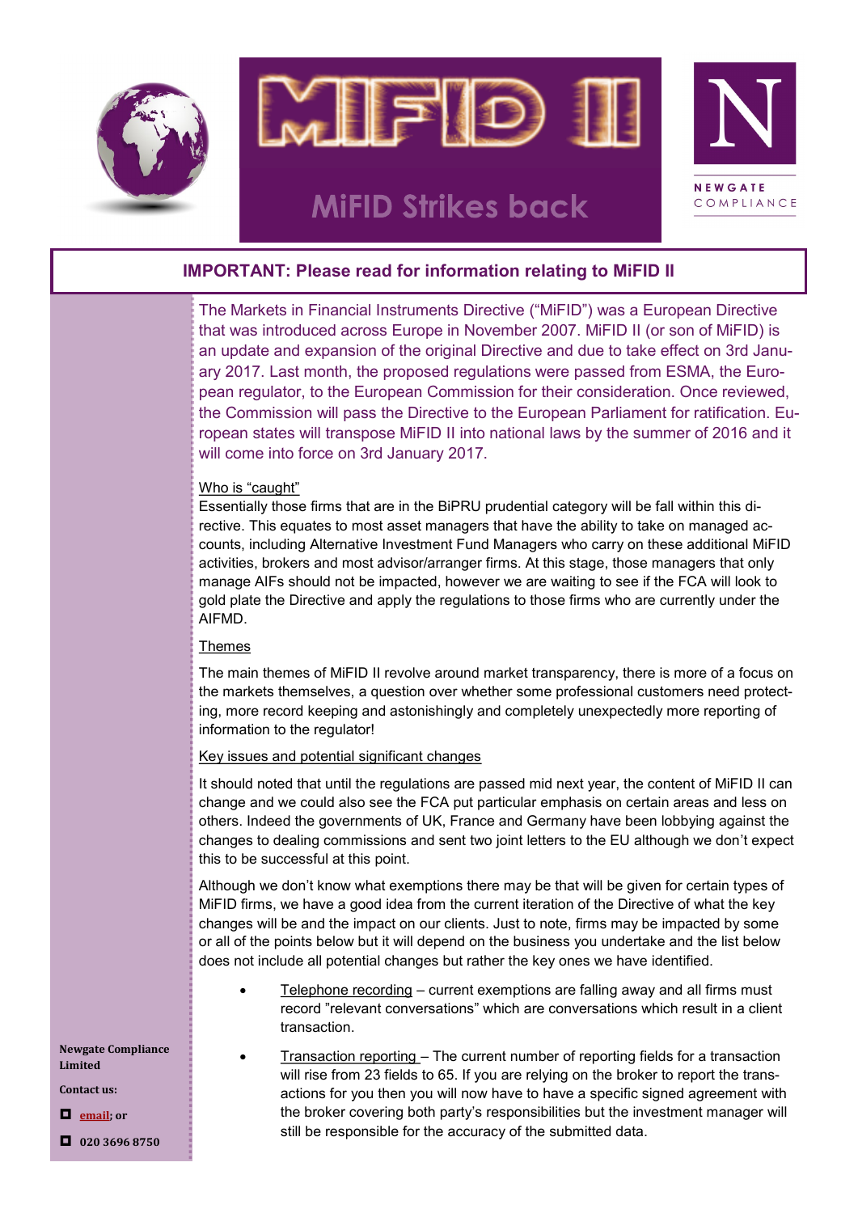# MiFID II

## MiFID Strikes back

NEWGATE COMPLIANCE

### IMPORTANT: Please read for information relating to MiFID II

The Markets in Financial Instruments Directive ("MiFID") was a European Directive that was introduced across Europe in November 2007. MiFID II (or son of MiFID) is an update and expansion of the original Directive and due to take effect on 3rd January 2017. Last month, the proposed regulations were passed from ESMA, the European regulator, to the European Commission for their consideration. Once reviewed, the Commission will pass the Directive to the European Parliament for ratification. European states will transpose MiFID II into national laws by the summer of 2016 and it will come into force on 3rd January 2017.

<u>Who is "caught"</u>

Essentially those firms that are in the BiPRU prudential category will be fall within this directive. This equates to most asset managers that have the ability to take on managed accounts, including Alternative Investment Fund Managers who carry on these additional MiFID activities, brokers and most advisor/arranger firms. At this stage, those managers that only manage AIFs should not be impacted, however we are waiting to see if the FCA will look to gold plate the Directive and apply the regulations to those firms who are currently under the AIFMD.

<u>Themes</u>

The main themes of MiFID II revolve around market transparency, there is more of a focus on the markets themselves, a question over whether some professional customers need protecting, more record keeping and astonishingly and completely unexpectedly more reporting of information to the regulator!

<u>Key issues and potential significant changes</u>

It should noted that until the regulations are passed mid next year, the content of MiFID II can change and we could also see the FCA put particular emphasis on certain areas and less on others. Indeed the governments of UK, France and Germany have been lobbying against the changes to dealing commissions and sent two joint letters to the EU although we don't expect this to be successful at this point.

Although we don't know what exemptions there may be that will be given for certain types of MiFID firms, we have a good idea from the current iteration of the Directive of what the key changes will be and the impact on our clients. Just to note, firms may be impacted by some or all of the points below but it will depend on the business you undertake and the list below does not include all potential changes but rather the key ones we have identified.

- <u>Telephone recording</u> – current exemptions are falling away and all firms must record "relevant conversations" which are conversations which result in a client transaction.
- <u>Transaction reporting</u> – The current number of reporting fields for a transaction will rise from 23 fields to 65. If you are relying on the broker to report the transactions for you then you will now have to have a specific signed agreement with the broker covering both party's responsibilities but the investment manager will still be responsible for the accuracy of the submitted data.

**Newgate Compliance Limited**

**Contact us:**

- **email; or**
- **020 3696 8750**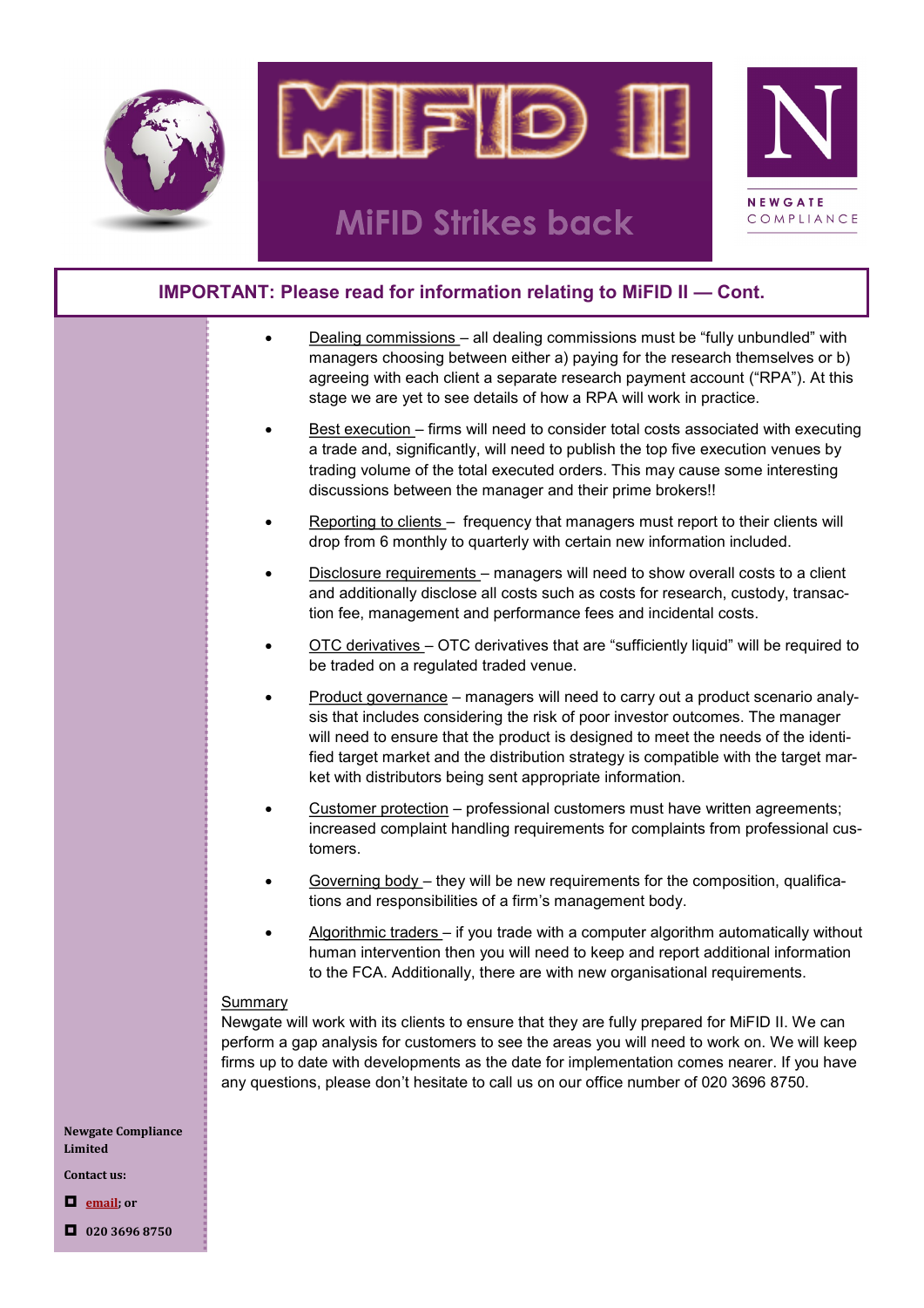# MIFID II

## MiFID Strikes back

NEWGATE COMPLIANCE

### IMPORTANT: Please read for information relating to MiFID II — Cont.

- Dealing commissions – all dealing commissions must be "fully unbundled" with managers choosing between either a) paying for the research themselves or b) agreeing with each client a separate research payment account ("RPA"). At this stage we are yet to see details of how a RPA will work in practice.
- Best execution – firms will need to consider total costs associated with executing a trade and, significantly, will need to publish the top five execution venues by trading volume of the total executed orders. This may cause some interesting discussions between the manager and their prime brokers!!
- Reporting to clients – frequency that managers must report to their clients will drop from 6 monthly to quarterly with certain new information included.
- Disclosure requirements – managers will need to show overall costs to a client and additionally disclose all costs such as costs for research, custody, transaction fee, management and performance fees and incidental costs.
- OTC derivatives – OTC derivatives that are "sufficiently liquid" will be required to be traded on a regulated traded venue.
- Product governance – managers will need to carry out a product scenario analysis that includes considering the risk of poor investor outcomes. The manager will need to ensure that the product is designed to meet the needs of the identified target market and the distribution strategy is compatible with the target market with distributors being sent appropriate information.
- Customer protection – professional customers must have written agreements; increased complaint handling requirements for complaints from professional customers.
- Governing body – they will be new requirements for the composition, qualifications and responsibilities of a firm's management body.
- Algorithmic traders – if you trade with a computer algorithm automatically without human intervention then you will need to keep and report additional information to the FCA. Additionally, there are with new organisational requirements.

Summary

Newgate will work with its clients to ensure that they are fully prepared for MiFID II. We can perform a gap analysis for customers to see the areas you will need to work on. We will keep firms up to date with developments as the date for implementation comes nearer. If you have any questions, please don't hesitate to call us on our office number of 020 3696 8750.

**Newgate Compliance Limited**

**Contact us:**

- **email; or**
- **020 3696 8750**